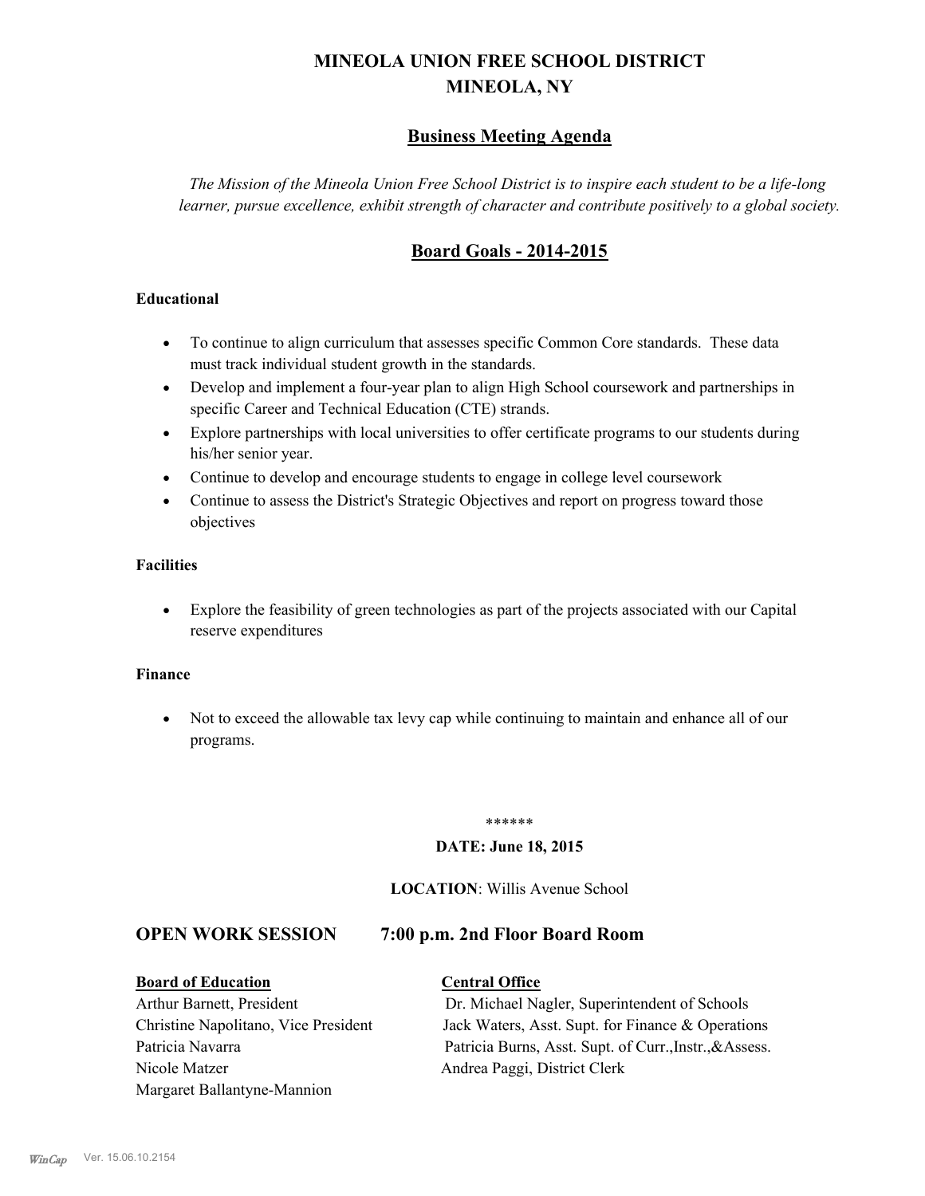# MINEOLA UNION FREE SCHOOL DISTRICT
# MINEOLA, NY

## Business Meeting Agenda

*The Mission of the Mineola Union Free School District is to inspire each student to be a life-long learner, pursue excellence, exhibit strength of character and contribute positively to a global society.*

## Board Goals - 2014-2015

**Educational**

- To continue to align curriculum that assesses specific Common Core standards. These data must track individual student growth in the standards.
- Develop and implement a four-year plan to align High School coursework and partnerships in specific Career and Technical Education (CTE) strands.
- Explore partnerships with local universities to offer certificate programs to our students during his/her senior year.
- Continue to develop and encourage students to engage in college level coursework
- Continue to assess the District's Strategic Objectives and report on progress toward those objectives

**Facilities**

- Explore the feasibility of green technologies as part of the projects associated with our Capital reserve expenditures

**Finance**

- Not to exceed the allowable tax levy cap while continuing to maintain and enhance all of our programs.

******

**DATE: June 18, 2015**

**LOCATION**: Willis Avenue School

## OPEN WORK SESSION 7:00 p.m. 2nd Floor Board Room

| **Board of Education** | **Central Office** |
|---|---|
| Arthur Barnett, President | Dr. Michael Nagler, Superintendent of Schools |
| Christine Napolitano, Vice President | Jack Waters, Asst. Supt. for Finance & Operations |
| Patricia Navarra | Patricia Burns, Asst. Supt. of Curr.,Instr.,&Assess. |
| Nicole Matzer | Andrea Paggi, District Clerk |
| Margaret Ballantyne-Mannion | |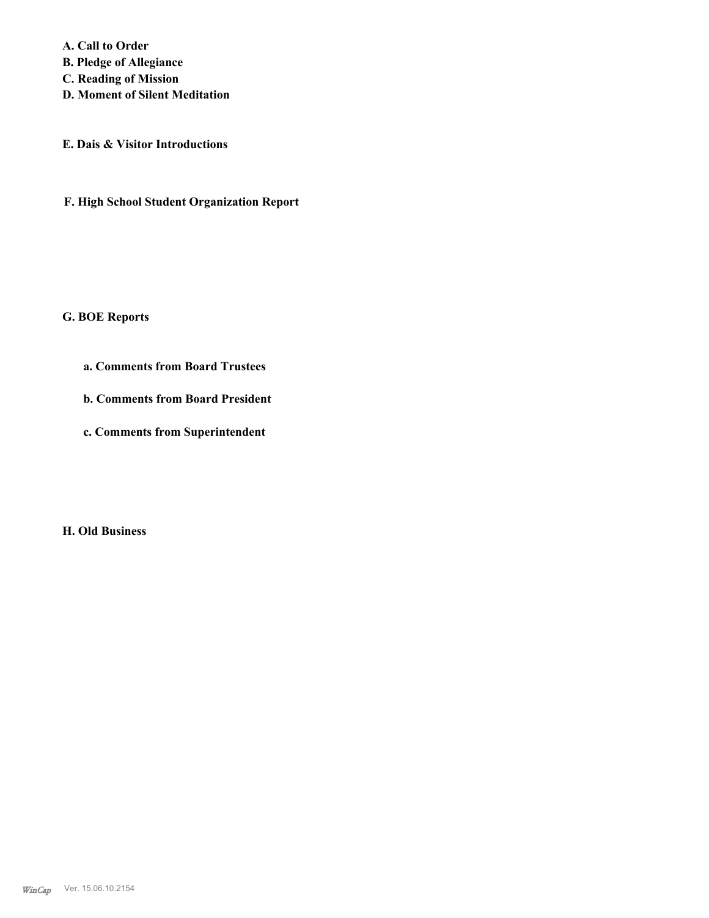**A. Call to Order**
**B. Pledge of Allegiance**
**C. Reading of Mission**
**D. Moment of Silent Meditation**

**E. Dais & Visitor Introductions**

**F. High School Student Organization Report**

**G. BOE Reports**

**a. Comments from Board Trustees**

**b. Comments from Board President**

**c. Comments from Superintendent**

**H. Old Business**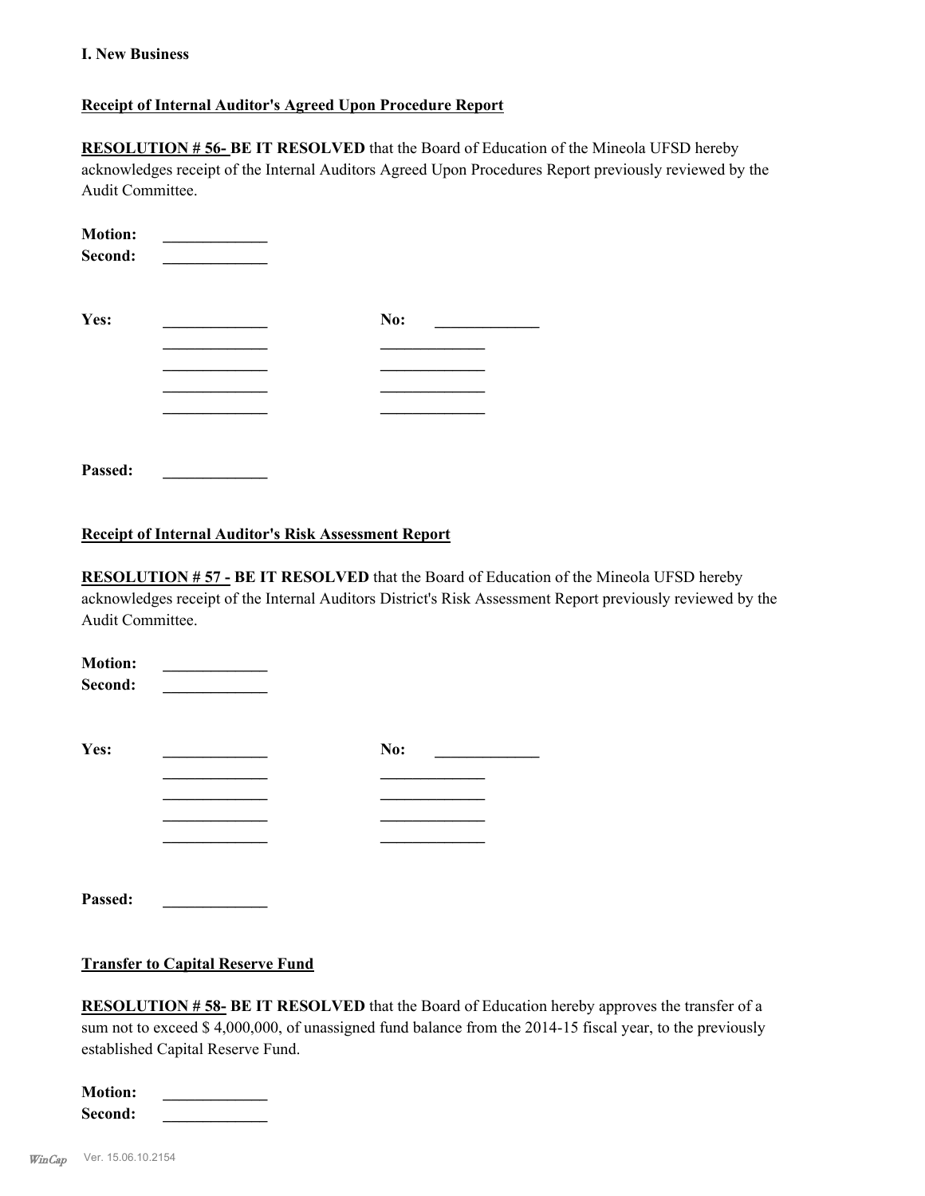**I. New Business**

**Receipt of Internal Auditor's Agreed Upon Procedure Report**

**RESOLUTION # 56- BE IT RESOLVED** that the Board of Education of the Mineola UFSD hereby acknowledges receipt of the Internal Auditors Agreed Upon Procedures Report previously reviewed by the Audit Committee.

**Motion:** _____________
**Second:** _____________

| **Yes:** | _____________ | **No:** | _____________ |
|---|---|---|---|
| | _____________ | | _____________ |
| | _____________ | | _____________ |
| | _____________ | | _____________ |
| | _____________ | | _____________ |

**Passed:** _____________

**Receipt of Internal Auditor's Risk Assessment Report**

**RESOLUTION # 57 - BE IT RESOLVED** that the Board of Education of the Mineola UFSD hereby acknowledges receipt of the Internal Auditors District's Risk Assessment Report previously reviewed by the Audit Committee.

**Motion:** _____________
**Second:** _____________

| **Yes:** | _____________ | **No:** | _____________ |
|---|---|---|---|
| | _____________ | | _____________ |
| | _____________ | | _____________ |
| | _____________ | | _____________ |
| | _____________ | | _____________ |

**Passed:** _____________

**Transfer to Capital Reserve Fund**

**RESOLUTION # 58- BE IT RESOLVED** that the Board of Education hereby approves the transfer of a sum not to exceed $ 4,000,000, of unassigned fund balance from the 2014-15 fiscal year, to the previously established Capital Reserve Fund.

**Motion:** _____________
**Second:** _____________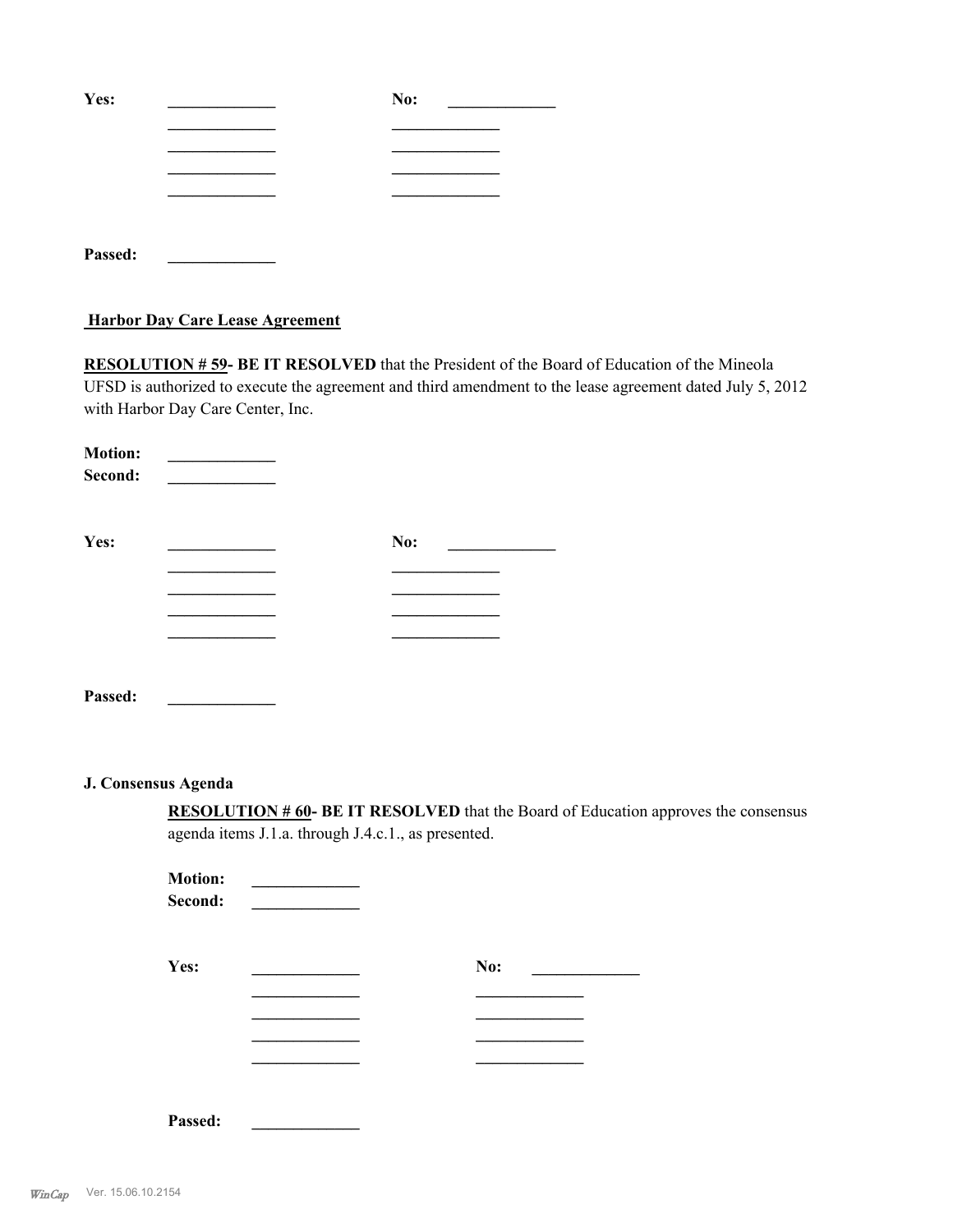Yes: _____________ No: _____________

_____________ _____________

_____________ _____________

_____________ _____________

_____________ _____________

Passed: _____________

**Harbor Day Care Lease Agreement**

**RESOLUTION # 59- BE IT RESOLVED** that the President of the Board of Education of the Mineola UFSD is authorized to execute the agreement and third amendment to the lease agreement dated July 5, 2012 with Harbor Day Care Center, Inc.

**Motion:** _____________
**Second:** _____________

Yes: _____________ No: _____________

_____________ _____________

_____________ _____________

_____________ _____________

_____________ _____________

Passed: _____________

**J. Consensus Agenda**

**RESOLUTION # 60- BE IT RESOLVED** that the Board of Education approves the consensus agenda items J.1.a. through J.4.c.1., as presented.

**Motion:** _____________
**Second:** _____________

Yes: _____________ No: _____________

_____________ _____________

_____________ _____________

_____________ _____________

_____________ _____________

Passed: _____________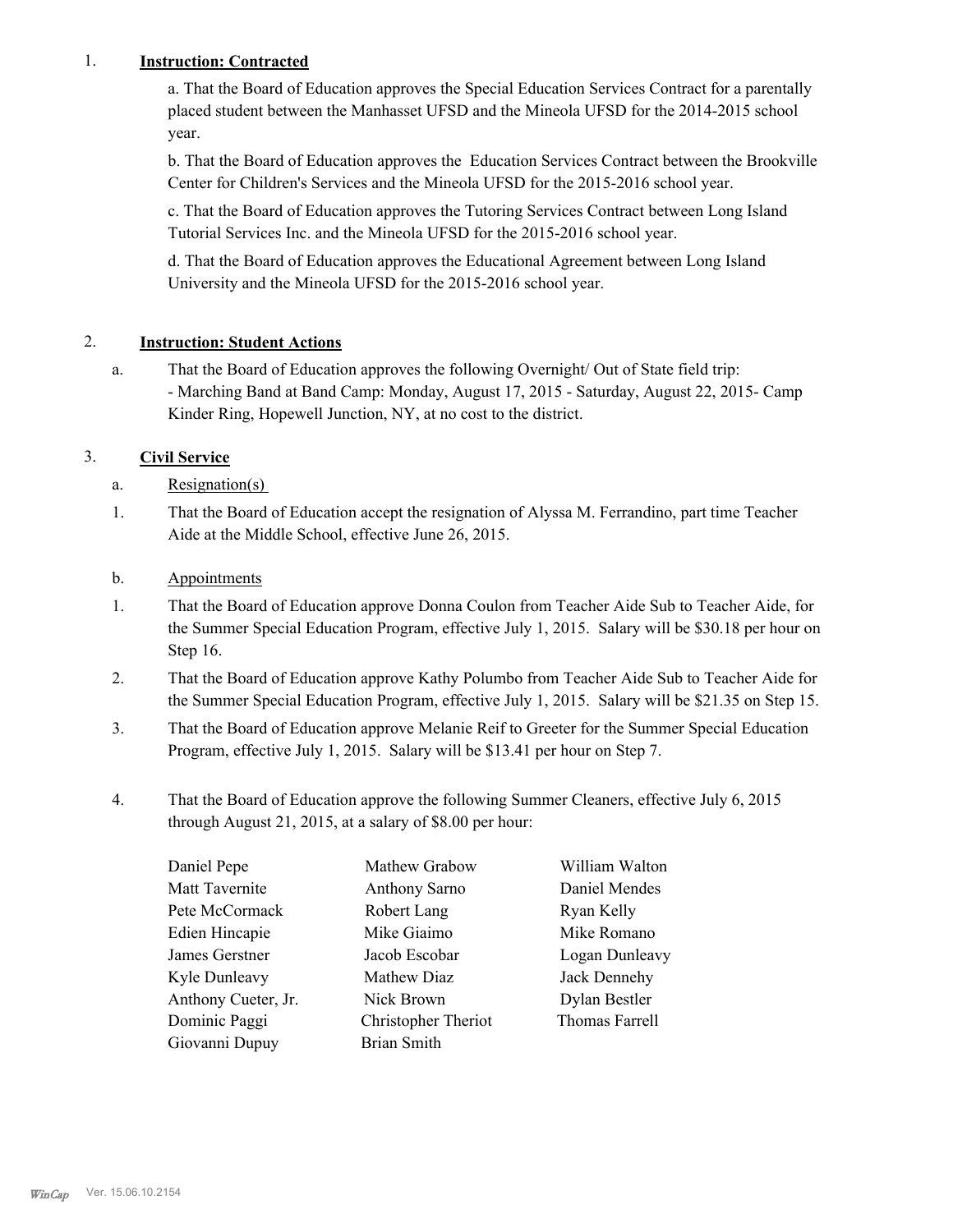1. **Instruction: Contracted**

   a. That the Board of Education approves the Special Education Services Contract for a parentally placed student between the Manhasset UFSD and the Mineola UFSD for the 2014-2015 school year.

   b. That the Board of Education approves the Education Services Contract between the Brookville Center for Children's Services and the Mineola UFSD for the 2015-2016 school year.

   c. That the Board of Education approves the Tutoring Services Contract between Long Island Tutorial Services Inc. and the Mineola UFSD for the 2015-2016 school year.

   d. That the Board of Education approves the Educational Agreement between Long Island University and the Mineola UFSD for the 2015-2016 school year.

2. **Instruction: Student Actions**

   a. That the Board of Education approves the following Overnight/ Out of State field trip:
   - Marching Band at Band Camp: Monday, August 17, 2015 - Saturday, August 22, 2015- Camp Kinder Ring, Hopewell Junction, NY, at no cost to the district.

3. **Civil Service**

   a. Resignation(s)

   1. That the Board of Education accept the resignation of Alyssa M. Ferrandino, part time Teacher Aide at the Middle School, effective June 26, 2015.

   b. Appointments

   1. That the Board of Education approve Donna Coulon from Teacher Aide Sub to Teacher Aide, for the Summer Special Education Program, effective July 1, 2015. Salary will be $30.18 per hour on Step 16.

   2. That the Board of Education approve Kathy Polumbo from Teacher Aide Sub to Teacher Aide for the Summer Special Education Program, effective July 1, 2015. Salary will be $21.35 on Step 15.

   3. That the Board of Education approve Melanie Reif to Greeter for the Summer Special Education Program, effective July 1, 2015. Salary will be $13.41 per hour on Step 7.

   4. That the Board of Education approve the following Summer Cleaners, effective July 6, 2015 through August 21, 2015, at a salary of $8.00 per hour:

| | | |
|---|---|---|
| Daniel Pepe | Mathew Grabow | William Walton |
| Matt Tavernite | Anthony Sarno | Daniel Mendes |
| Pete McCormack | Robert Lang | Ryan Kelly |
| Edien Hincapie | Mike Giaimo | Mike Romano |
| James Gerstner | Jacob Escobar | Logan Dunleavy |
| Kyle Dunleavy | Mathew Diaz | Jack Dennehy |
| Anthony Cueter, Jr. | Nick Brown | Dylan Bestler |
| Dominic Paggi | Christopher Theriot | Thomas Farrell |
| Giovanni Dupuy | Brian Smith | |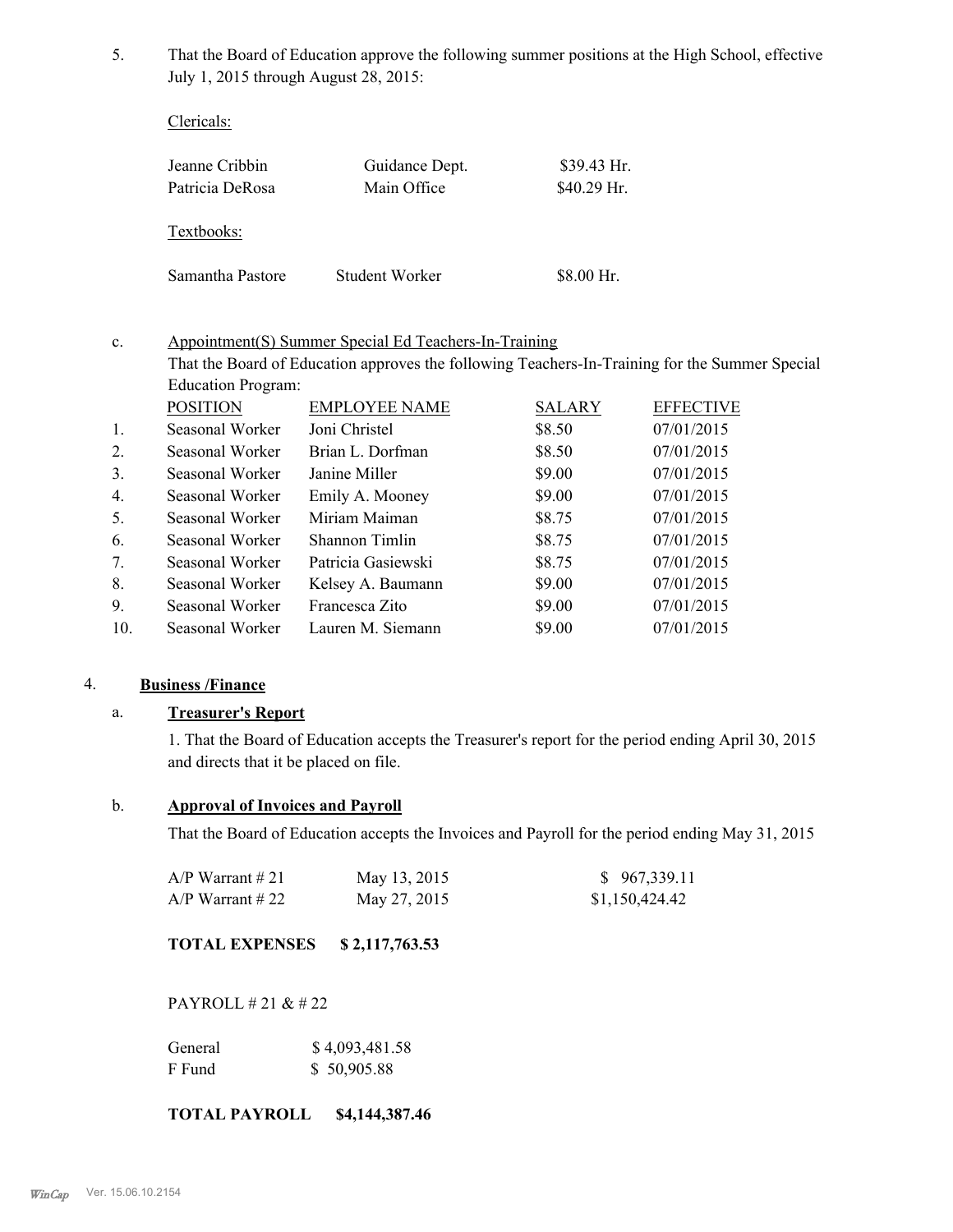5. That the Board of Education approve the following summer positions at the High School, effective July 1, 2015 through August 28, 2015:

Clericals:

| | | |
|---|---|---|
| Jeanne Cribbin | Guidance Dept. | $39.43 Hr. |
| Patricia DeRosa | Main Office | $40.29 Hr. |

Textbooks:

| | | |
|---|---|---|
| Samantha Pastore | Student Worker | $8.00 Hr. |

c. Appointment(S) Summer Special Ed Teachers-In-Training

That the Board of Education approves the following Teachers-In-Training for the Summer Special Education Program:

| | POSITION | EMPLOYEE NAME | SALARY | EFFECTIVE |
|---|---|---|---|---|
| 1. | Seasonal Worker | Joni Christel | $8.50 | 07/01/2015 |
| 2. | Seasonal Worker | Brian L. Dorfman | $8.50 | 07/01/2015 |
| 3. | Seasonal Worker | Janine Miller | $9.00 | 07/01/2015 |
| 4. | Seasonal Worker | Emily A. Mooney | $9.00 | 07/01/2015 |
| 5. | Seasonal Worker | Miriam Maiman | $8.75 | 07/01/2015 |
| 6. | Seasonal Worker | Shannon Timlin | $8.75 | 07/01/2015 |
| 7. | Seasonal Worker | Patricia Gasiewski | $8.75 | 07/01/2015 |
| 8. | Seasonal Worker | Kelsey A. Baumann | $9.00 | 07/01/2015 |
| 9. | Seasonal Worker | Francesca Zito | $9.00 | 07/01/2015 |
| 10. | Seasonal Worker | Lauren M. Siemann | $9.00 | 07/01/2015 |

4. **Business /Finance**

a. **Treasurer's Report**

1. That the Board of Education accepts the Treasurer's report for the period ending April 30, 2015 and directs that it be placed on file.

b. **Approval of Invoices and Payroll**

That the Board of Education accepts the Invoices and Payroll for the period ending May 31, 2015

| | | |
|---|---|---|
| A/P Warrant # 21 | May 13, 2015 | $ 967,339.11 |
| A/P Warrant # 22 | May 27, 2015 | $1,150,424.42 |

**TOTAL EXPENSES $ 2,117,763.53**

PAYROLL # 21 & # 22

| | |
|---|---|
| General | $ 4,093,481.58 |
| F Fund | $ 50,905.88 |

**TOTAL PAYROLL $4,144,387.46**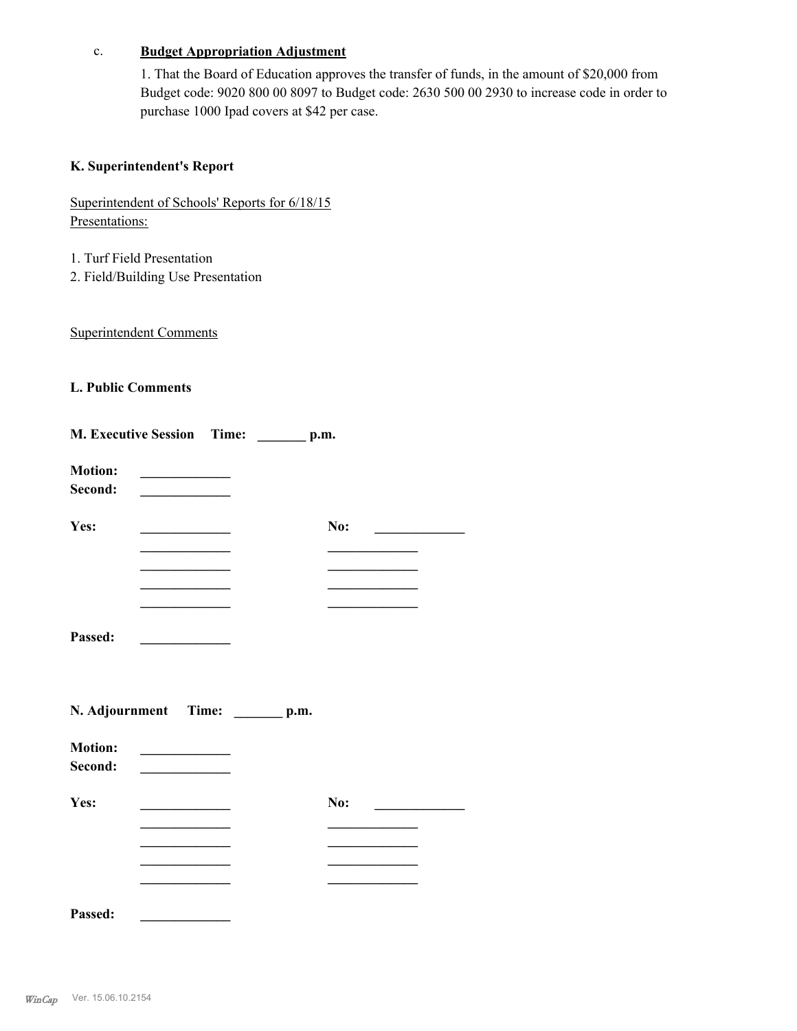c. **Budget Appropriation Adjustment**

1. That the Board of Education approves the transfer of funds, in the amount of $20,000 from Budget code: 9020 800 00 8097 to Budget code: 2630 500 00 2930 to increase code in order to purchase 1000 Ipad covers at $42 per case.

**K. Superintendent's Report**

Superintendent of Schools' Reports for 6/18/15
Presentations:

1. Turf Field Presentation
2. Field/Building Use Presentation

Superintendent Comments

**L. Public Comments**

**M. Executive Session Time: _______ p.m.**

**Motion:** _____________
**Second:** _____________

| | | | |
|---|---|---|---|
| **Yes:** | _____________ | **No:** | _____________ |
| | _____________ | | _____________ |
| | _____________ | | _____________ |
| | _____________ | | _____________ |
| | _____________ | | _____________ |

**Passed:** _____________

**N. Adjournment Time: _______ p.m.**

**Motion:** _____________
**Second:** _____________

| | | | |
|---|---|---|---|
| **Yes:** | _____________ | **No:** | _____________ |
| | _____________ | | _____________ |
| | _____________ | | _____________ |
| | _____________ | | _____________ |
| | _____________ | | _____________ |

**Passed:** _____________